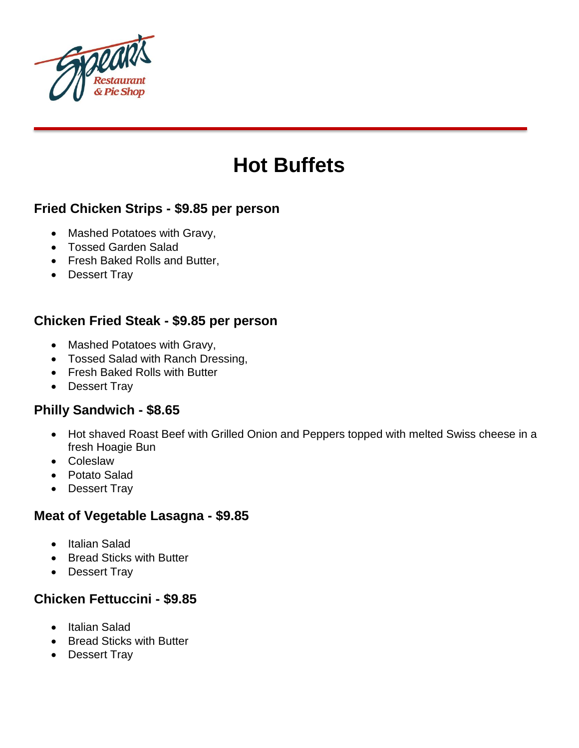Spear's Restaurant & Pie Shop

# Hot Buffets

### Fried Chicken Strips - $9.85 per person

- Mashed Potatoes with Gravy,
- Tossed Garden Salad
- Fresh Baked Rolls and Butter,
- Dessert Tray

### Chicken Fried Steak - $9.85 per person

- Mashed Potatoes with Gravy,
- Tossed Salad with Ranch Dressing,
- Fresh Baked Rolls with Butter
- Dessert Tray

### Philly Sandwich - $8.65

- Hot shaved Roast Beef with Grilled Onion and Peppers topped with melted Swiss cheese in a fresh Hoagie Bun
- Coleslaw
- Potato Salad
- Dessert Tray

### Meat of Vegetable Lasagna - $9.85

- Italian Salad
- Bread Sticks with Butter
- Dessert Tray

### Chicken Fettuccini - $9.85

- Italian Salad
- Bread Sticks with Butter
- Dessert Tray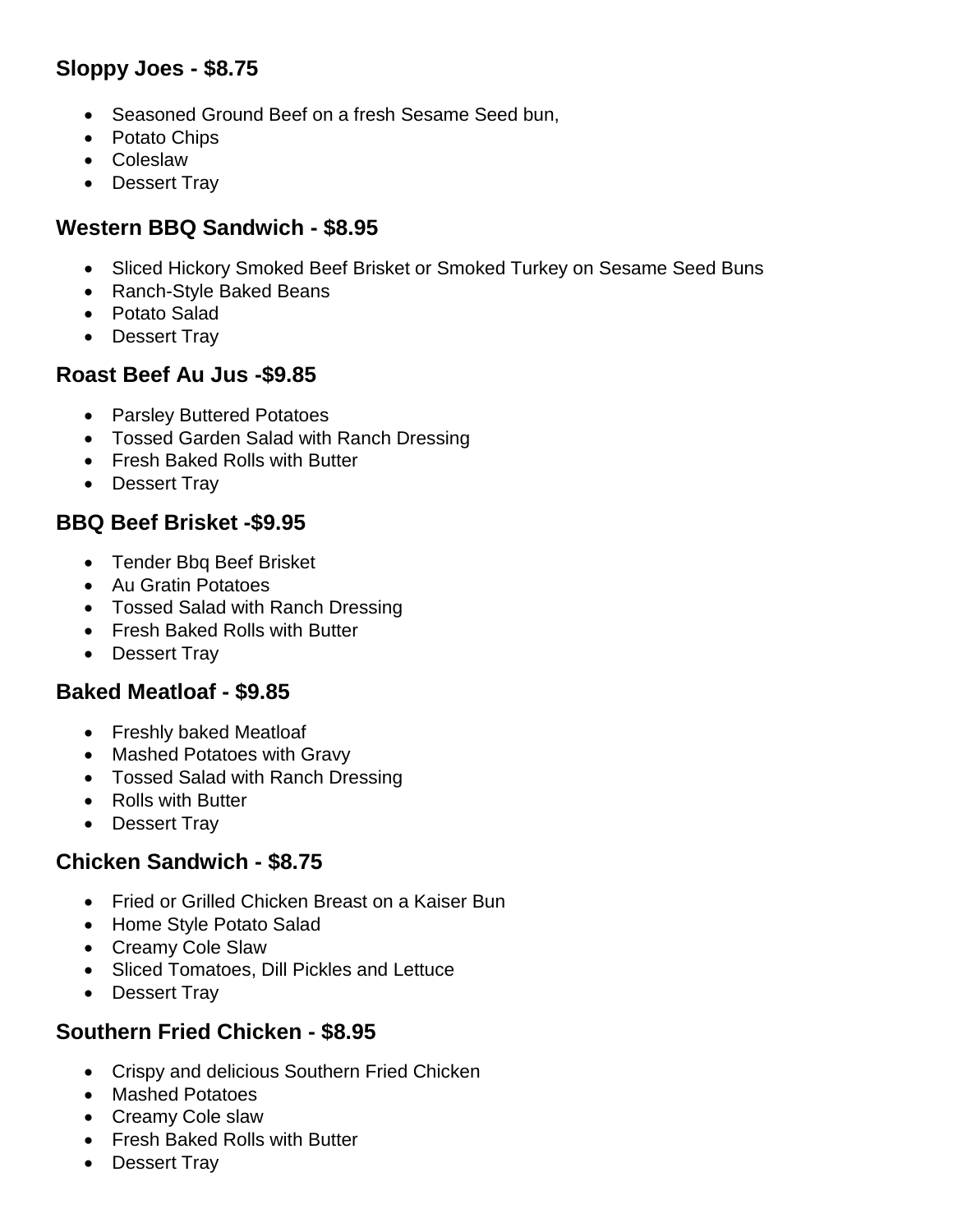### Sloppy Joes - $8.75

- Seasoned Ground Beef on a fresh Sesame Seed bun,
- Potato Chips
- Coleslaw
- Dessert Tray

### Western BBQ Sandwich - $8.95

- Sliced Hickory Smoked Beef Brisket or Smoked Turkey on Sesame Seed Buns
- Ranch-Style Baked Beans
- Potato Salad
- Dessert Tray

### Roast Beef Au Jus -$9.85

- Parsley Buttered Potatoes
- Tossed Garden Salad with Ranch Dressing
- Fresh Baked Rolls with Butter
- Dessert Tray

### BBQ Beef Brisket -$9.95

- Tender Bbq Beef Brisket
- Au Gratin Potatoes
- Tossed Salad with Ranch Dressing
- Fresh Baked Rolls with Butter
- Dessert Tray

### Baked Meatloaf - $9.85

- Freshly baked Meatloaf
- Mashed Potatoes with Gravy
- Tossed Salad with Ranch Dressing
- Rolls with Butter
- Dessert Tray

### Chicken Sandwich - $8.75

- Fried or Grilled Chicken Breast on a Kaiser Bun
- Home Style Potato Salad
- Creamy Cole Slaw
- Sliced Tomatoes, Dill Pickles and Lettuce
- Dessert Tray

### Southern Fried Chicken - $8.95

- Crispy and delicious Southern Fried Chicken
- Mashed Potatoes
- Creamy Cole slaw
- Fresh Baked Rolls with Butter
- Dessert Tray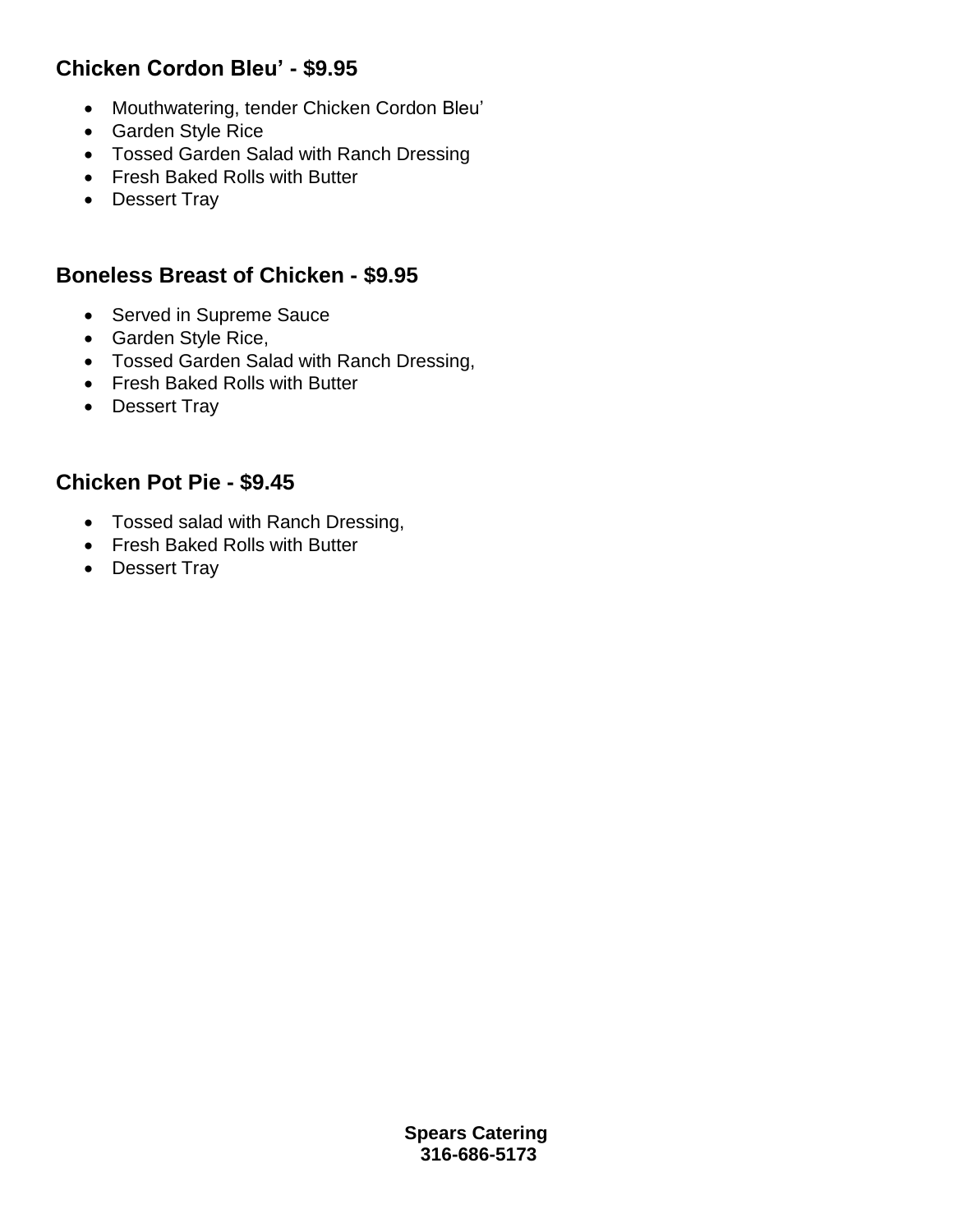### Chicken Cordon Bleu’ - $9.95

- Mouthwatering, tender Chicken Cordon Bleu’
- Garden Style Rice
- Tossed Garden Salad with Ranch Dressing
- Fresh Baked Rolls with Butter
- Dessert Tray

### Boneless Breast of Chicken - $9.95

- Served in Supreme Sauce
- Garden Style Rice,
- Tossed Garden Salad with Ranch Dressing,
- Fresh Baked Rolls with Butter
- Dessert Tray

### Chicken Pot Pie - $9.45

- Tossed salad with Ranch Dressing,
- Fresh Baked Rolls with Butter
- Dessert Tray

**Spears Catering**
**316-686-5173**